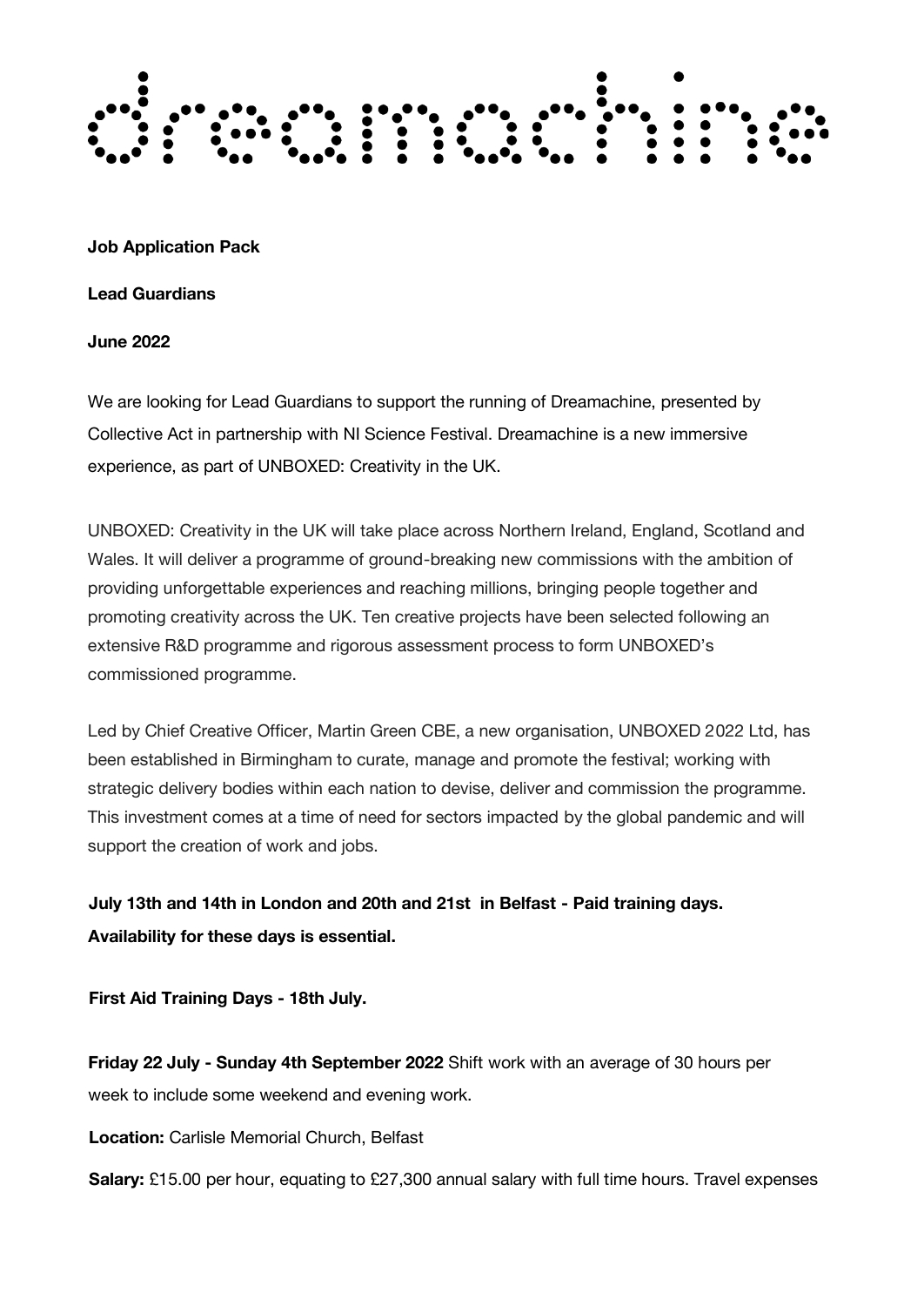# dreamachine

**Job Application Pack**

**Lead Guardians**

**June 2022**

We are looking for Lead Guardians to support the running of Dreamachine, presented by Collective Act in partnership with NI Science Festival. Dreamachine is a new immersive experience, as part of UNBOXED: Creativity in the UK.

UNBOXED: Creativity in the UK will take place across Northern Ireland, England, Scotland and Wales. It will deliver a programme of ground-breaking new commissions with the ambition of providing unforgettable experiences and reaching millions, bringing people together and promoting creativity across the UK. Ten creative projects have been selected following an extensive R&D programme and rigorous assessment process to form UNBOXED's commissioned programme.

Led by Chief Creative Officer, Martin Green CBE, a new organisation, UNBOXED 2022 Ltd, has been established in Birmingham to curate, manage and promote the festival; working with strategic delivery bodies within each nation to devise, deliver and commission the programme. This investment comes at a time of need for sectors impacted by the global pandemic and will support the creation of work and jobs.

**July 13th and 14th in London and 20th and 21st in Belfast - Paid training days. Availability for these days is essential.**

**First Aid Training Days - 18th July.**

**Friday 22 July - Sunday 4th September 2022** Shift work with an average of 30 hours per week to include some weekend and evening work.

**Location:** Carlisle Memorial Church, Belfast

**Salary:** £15.00 per hour, equating to £27,300 annual salary with full time hours. Travel expenses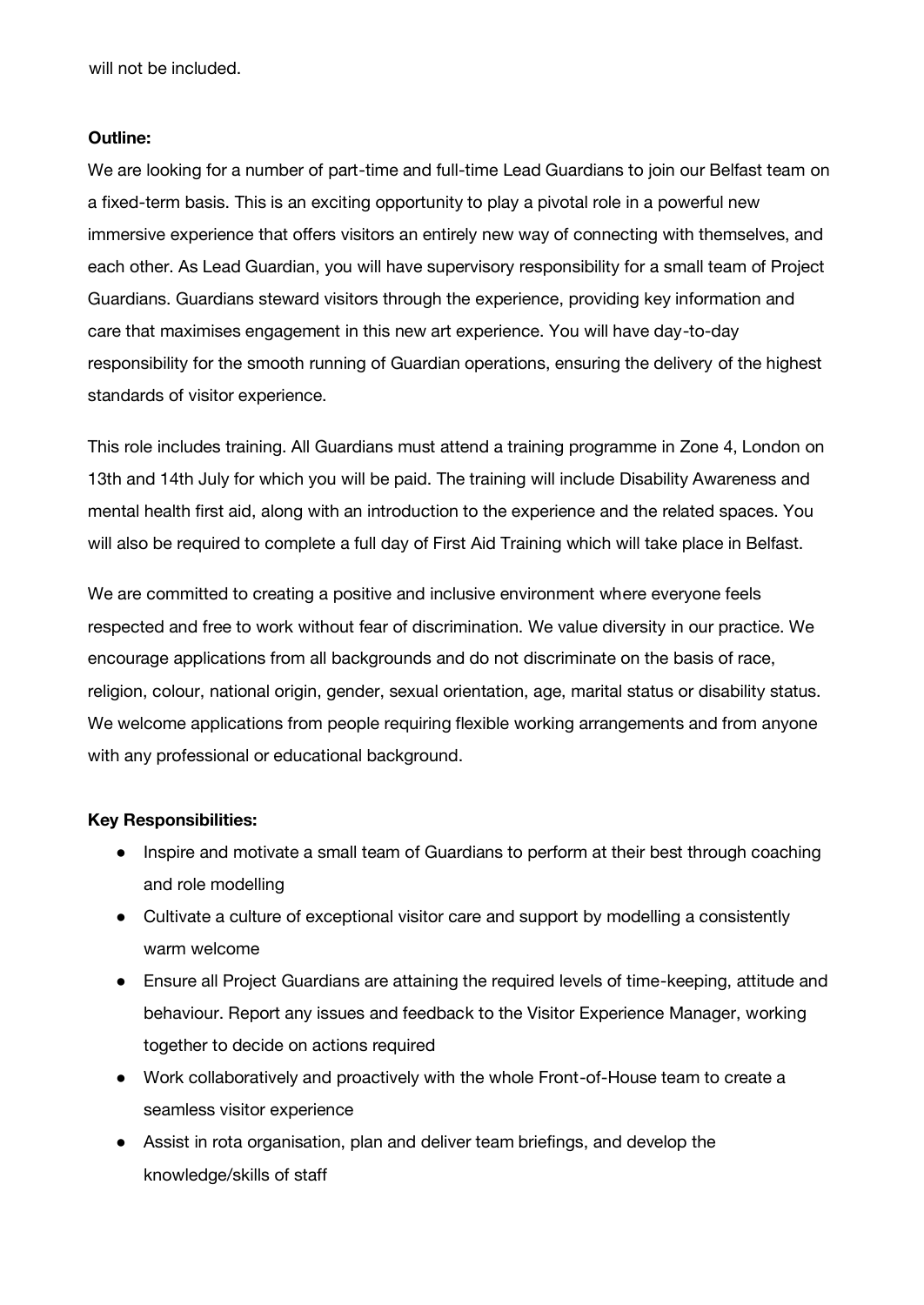will not be included.

**Outline:**

We are looking for a number of part-time and full-time Lead Guardians to join our Belfast team on a fixed-term basis. This is an exciting opportunity to play a pivotal role in a powerful new immersive experience that offers visitors an entirely new way of connecting with themselves, and each other. As Lead Guardian, you will have supervisory responsibility for a small team of Project Guardians. Guardians steward visitors through the experience, providing key information and care that maximises engagement in this new art experience. You will have day-to-day responsibility for the smooth running of Guardian operations, ensuring the delivery of the highest standards of visitor experience.

This role includes training. All Guardians must attend a training programme in Zone 4, London on 13th and 14th July for which you will be paid. The training will include Disability Awareness and mental health first aid, along with an introduction to the experience and the related spaces. You will also be required to complete a full day of First Aid Training which will take place in Belfast.

We are committed to creating a positive and inclusive environment where everyone feels respected and free to work without fear of discrimination. We value diversity in our practice. We encourage applications from all backgrounds and do not discriminate on the basis of race, religion, colour, national origin, gender, sexual orientation, age, marital status or disability status. We welcome applications from people requiring flexible working arrangements and from anyone with any professional or educational background.

**Key Responsibilities:**

- Inspire and motivate a small team of Guardians to perform at their best through coaching and role modelling
- Cultivate a culture of exceptional visitor care and support by modelling a consistently warm welcome
- Ensure all Project Guardians are attaining the required levels of time-keeping, attitude and behaviour. Report any issues and feedback to the Visitor Experience Manager, working together to decide on actions required
- Work collaboratively and proactively with the whole Front-of-House team to create a seamless visitor experience
- Assist in rota organisation, plan and deliver team briefings, and develop the knowledge/skills of staff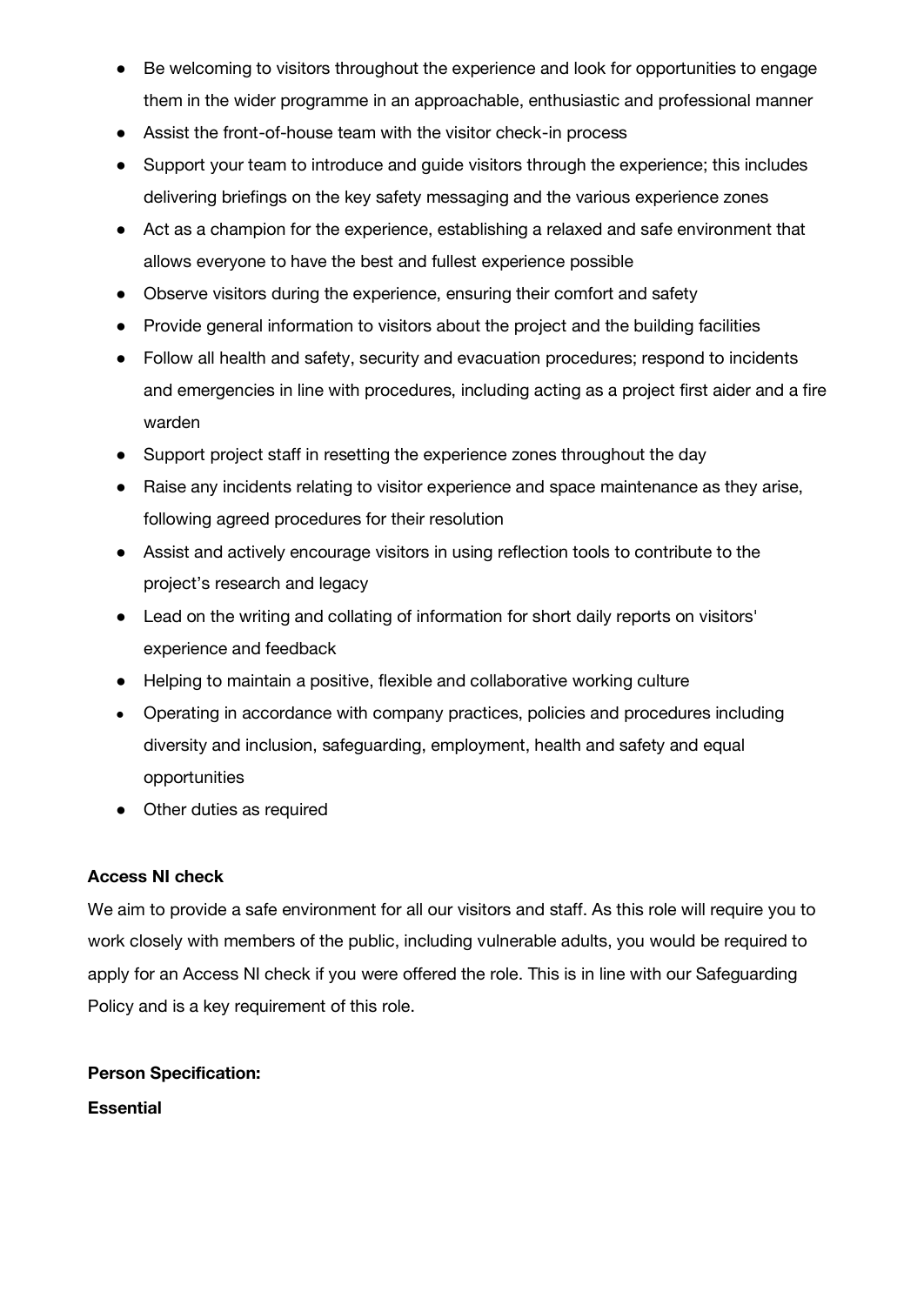- Be welcoming to visitors throughout the experience and look for opportunities to engage them in the wider programme in an approachable, enthusiastic and professional manner
- Assist the front-of-house team with the visitor check-in process
- Support your team to introduce and guide visitors through the experience; this includes delivering briefings on the key safety messaging and the various experience zones
- Act as a champion for the experience, establishing a relaxed and safe environment that allows everyone to have the best and fullest experience possible
- Observe visitors during the experience, ensuring their comfort and safety
- Provide general information to visitors about the project and the building facilities
- Follow all health and safety, security and evacuation procedures; respond to incidents and emergencies in line with procedures, including acting as a project first aider and a fire warden
- Support project staff in resetting the experience zones throughout the day
- Raise any incidents relating to visitor experience and space maintenance as they arise, following agreed procedures for their resolution
- Assist and actively encourage visitors in using reflection tools to contribute to the project's research and legacy
- Lead on the writing and collating of information for short daily reports on visitors' experience and feedback
- Helping to maintain a positive, flexible and collaborative working culture
- Operating in accordance with company practices, policies and procedures including diversity and inclusion, safeguarding, employment, health and safety and equal opportunities
- Other duties as required

**Access NI check**

We aim to provide a safe environment for all our visitors and staff. As this role will require you to work closely with members of the public, including vulnerable adults, you would be required to apply for an Access NI check if you were offered the role. This is in line with our Safeguarding Policy and is a key requirement of this role.

**Person Specification:**

**Essential**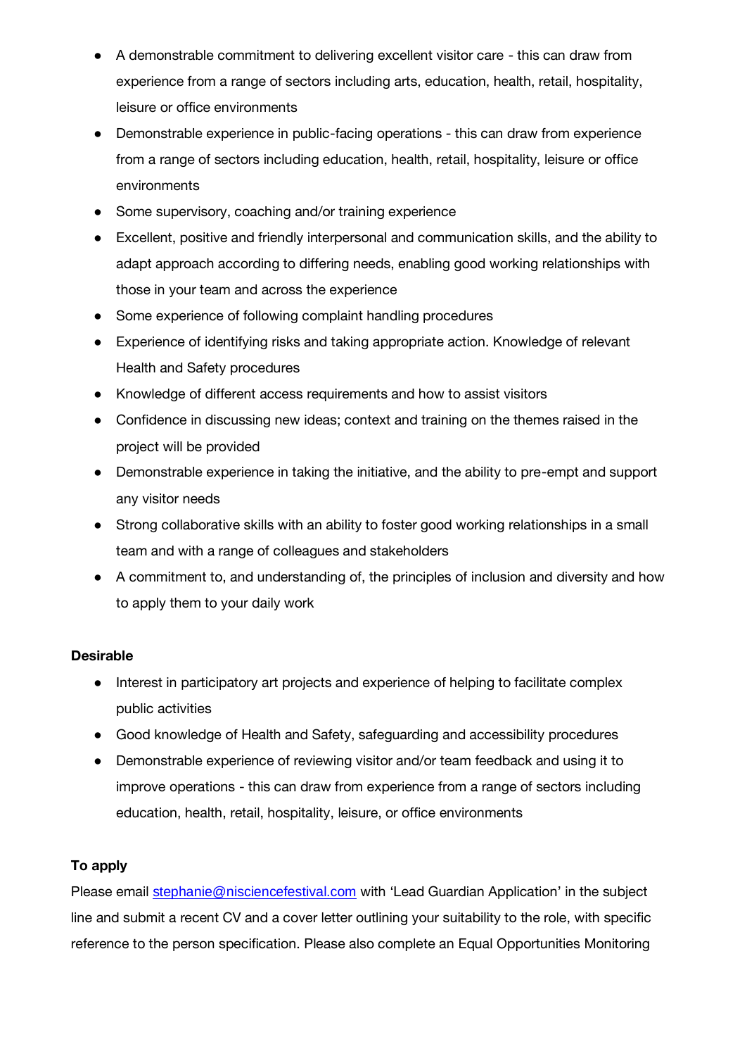- A demonstrable commitment to delivering excellent visitor care - this can draw from experience from a range of sectors including arts, education, health, retail, hospitality, leisure or office environments
- Demonstrable experience in public-facing operations - this can draw from experience from a range of sectors including education, health, retail, hospitality, leisure or office environments
- Some supervisory, coaching and/or training experience
- Excellent, positive and friendly interpersonal and communication skills, and the ability to adapt approach according to differing needs, enabling good working relationships with those in your team and across the experience
- Some experience of following complaint handling procedures
- Experience of identifying risks and taking appropriate action. Knowledge of relevant Health and Safety procedures
- Knowledge of different access requirements and how to assist visitors
- Confidence in discussing new ideas; context and training on the themes raised in the project will be provided
- Demonstrable experience in taking the initiative, and the ability to pre-empt and support any visitor needs
- Strong collaborative skills with an ability to foster good working relationships in a small team and with a range of colleagues and stakeholders
- A commitment to, and understanding of, the principles of inclusion and diversity and how to apply them to your daily work

**Desirable**

- Interest in participatory art projects and experience of helping to facilitate complex public activities
- Good knowledge of Health and Safety, safeguarding and accessibility procedures
- Demonstrable experience of reviewing visitor and/or team feedback and using it to improve operations - this can draw from experience from a range of sectors including education, health, retail, hospitality, leisure, or office environments

**To apply**

Please email [stephanie@nisciencefestival.com](mailto:stephanie@nisciencefestival.com) with 'Lead Guardian Application' in the subject line and submit a recent CV and a cover letter outlining your suitability to the role, with specific reference to the person specification. Please also complete an Equal Opportunities Monitoring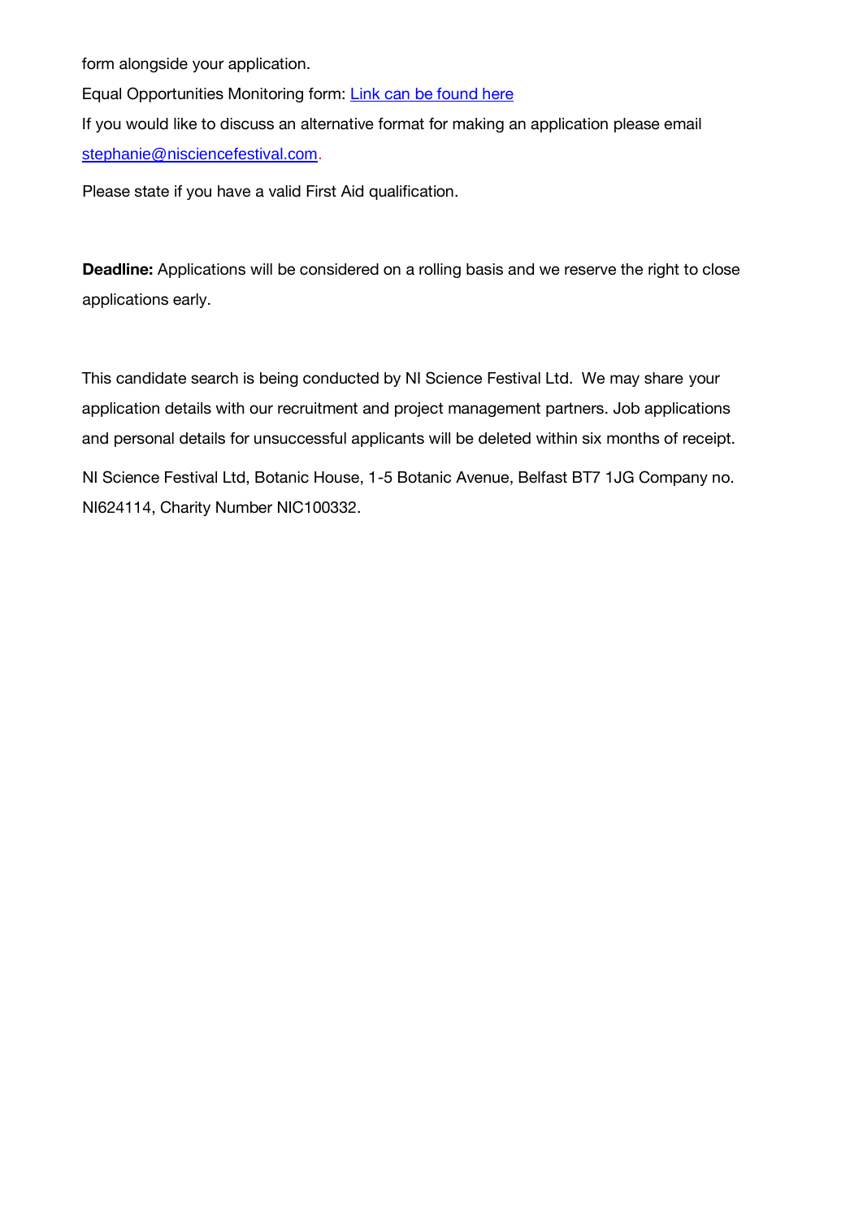form alongside your application.

Equal Opportunities Monitoring form: [Link can be found here]

If you would like to discuss an alternative format for making an application please email stephanie@nisciencefestival.com.

Please state if you have a valid First Aid qualification.

**Deadline:** Applications will be considered on a rolling basis and we reserve the right to close applications early.

This candidate search is being conducted by NI Science Festival Ltd. We may share your application details with our recruitment and project management partners. Job applications and personal details for unsuccessful applicants will be deleted within six months of receipt.

NI Science Festival Ltd, Botanic House, 1-5 Botanic Avenue, Belfast BT7 1JG Company no. NI624114, Charity Number NIC100332.